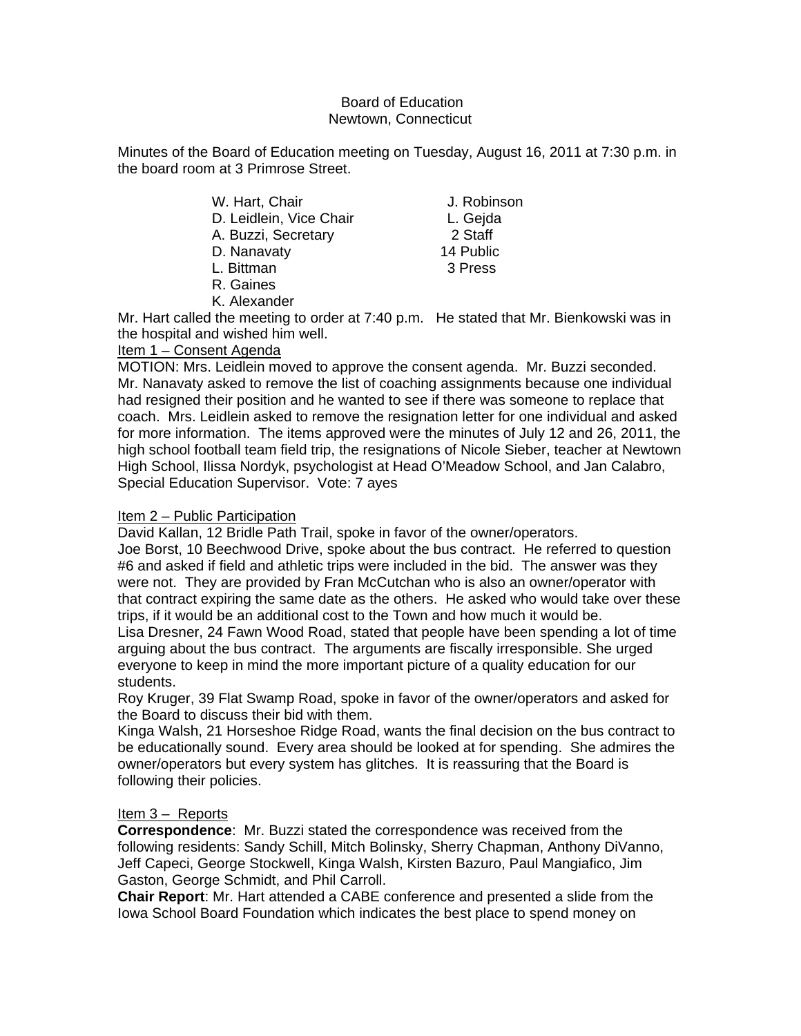Board of Education
Newtown, Connecticut

Minutes of the Board of Education meeting on Tuesday, August 16, 2011 at 7:30 p.m. in the board room at 3 Primrose Street.

| | |
|---|---|
| W. Hart, Chair | J. Robinson |
| D. Leidlein, Vice Chair | L. Gejda |
| A. Buzzi, Secretary | 2 Staff |
| D. Nanavaty | 14 Public |
| L. Bittman | 3 Press |
| R. Gaines | |
| K. Alexander | |

Mr. Hart called the meeting to order at 7:40 p.m. He stated that Mr. Bienkowski was in the hospital and wished him well.

Item 1 – Consent Agenda

MOTION: Mrs. Leidlein moved to approve the consent agenda. Mr. Buzzi seconded. Mr. Nanavaty asked to remove the list of coaching assignments because one individual had resigned their position and he wanted to see if there was someone to replace that coach. Mrs. Leidlein asked to remove the resignation letter for one individual and asked for more information. The items approved were the minutes of July 12 and 26, 2011, the high school football team field trip, the resignations of Nicole Sieber, teacher at Newtown High School, Ilissa Nordyk, psychologist at Head O'Meadow School, and Jan Calabro, Special Education Supervisor. Vote: 7 ayes

Item 2 – Public Participation

David Kallan, 12 Bridle Path Trail, spoke in favor of the owner/operators.

Joe Borst, 10 Beechwood Drive, spoke about the bus contract. He referred to question #6 and asked if field and athletic trips were included in the bid. The answer was they were not. They are provided by Fran McCutchan who is also an owner/operator with that contract expiring the same date as the others. He asked who would take over these trips, if it would be an additional cost to the Town and how much it would be.

Lisa Dresner, 24 Fawn Wood Road, stated that people have been spending a lot of time arguing about the bus contract. The arguments are fiscally irresponsible. She urged everyone to keep in mind the more important picture of a quality education for our students.

Roy Kruger, 39 Flat Swamp Road, spoke in favor of the owner/operators and asked for the Board to discuss their bid with them.

Kinga Walsh, 21 Horseshoe Ridge Road, wants the final decision on the bus contract to be educationally sound. Every area should be looked at for spending. She admires the owner/operators but every system has glitches. It is reassuring that the Board is following their policies.

Item 3 – Reports

**Correspondence**: Mr. Buzzi stated the correspondence was received from the following residents: Sandy Schill, Mitch Bolinsky, Sherry Chapman, Anthony DiVanno, Jeff Capeci, George Stockwell, Kinga Walsh, Kirsten Bazuro, Paul Mangiafico, Jim Gaston, George Schmidt, and Phil Carroll.

**Chair Report**: Mr. Hart attended a CABE conference and presented a slide from the Iowa School Board Foundation which indicates the best place to spend money on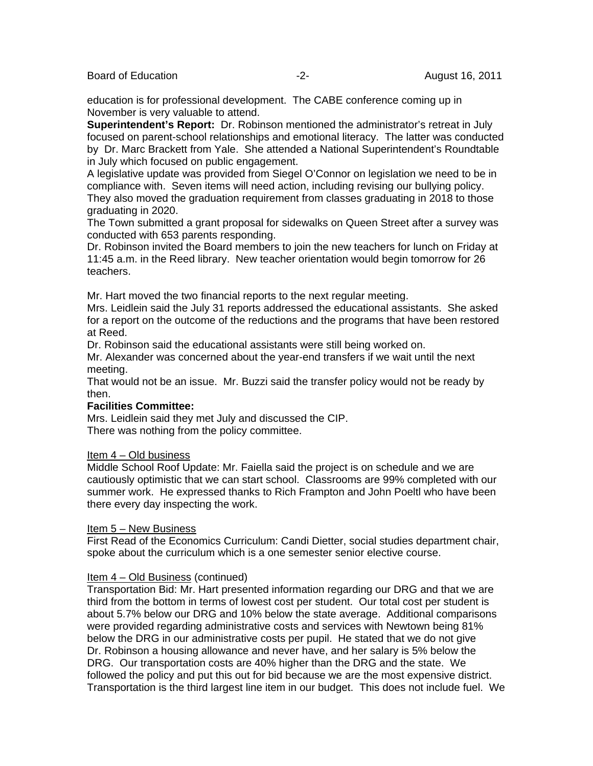education is for professional development. The CABE conference coming up in November is very valuable to attend.

**Superintendent's Report:** Dr. Robinson mentioned the administrator's retreat in July focused on parent-school relationships and emotional literacy. The latter was conducted by Dr. Marc Brackett from Yale. She attended a National Superintendent's Roundtable in July which focused on public engagement.

A legislative update was provided from Siegel O'Connor on legislation we need to be in compliance with. Seven items will need action, including revising our bullying policy. They also moved the graduation requirement from classes graduating in 2018 to those graduating in 2020.

The Town submitted a grant proposal for sidewalks on Queen Street after a survey was conducted with 653 parents responding.

Dr. Robinson invited the Board members to join the new teachers for lunch on Friday at 11:45 a.m. in the Reed library. New teacher orientation would begin tomorrow for 26 teachers.

Mr. Hart moved the two financial reports to the next regular meeting.

Mrs. Leidlein said the July 31 reports addressed the educational assistants. She asked for a report on the outcome of the reductions and the programs that have been restored at Reed.

Dr. Robinson said the educational assistants were still being worked on.

Mr. Alexander was concerned about the year-end transfers if we wait until the next meeting.

That would not be an issue. Mr. Buzzi said the transfer policy would not be ready by then.

**Facilities Committee:**

Mrs. Leidlein said they met July and discussed the CIP.

There was nothing from the policy committee.

Item 4 – Old business

Middle School Roof Update: Mr. Faiella said the project is on schedule and we are cautiously optimistic that we can start school. Classrooms are 99% completed with our summer work. He expressed thanks to Rich Frampton and John Poeltl who have been there every day inspecting the work.

Item 5 – New Business

First Read of the Economics Curriculum: Candi Dietter, social studies department chair, spoke about the curriculum which is a one semester senior elective course.

Item 4 – Old Business (continued)

Transportation Bid: Mr. Hart presented information regarding our DRG and that we are third from the bottom in terms of lowest cost per student. Our total cost per student is about 5.7% below our DRG and 10% below the state average. Additional comparisons were provided regarding administrative costs and services with Newtown being 81% below the DRG in our administrative costs per pupil. He stated that we do not give Dr. Robinson a housing allowance and never have, and her salary is 5% below the DRG. Our transportation costs are 40% higher than the DRG and the state. We followed the policy and put this out for bid because we are the most expensive district. Transportation is the third largest line item in our budget. This does not include fuel. We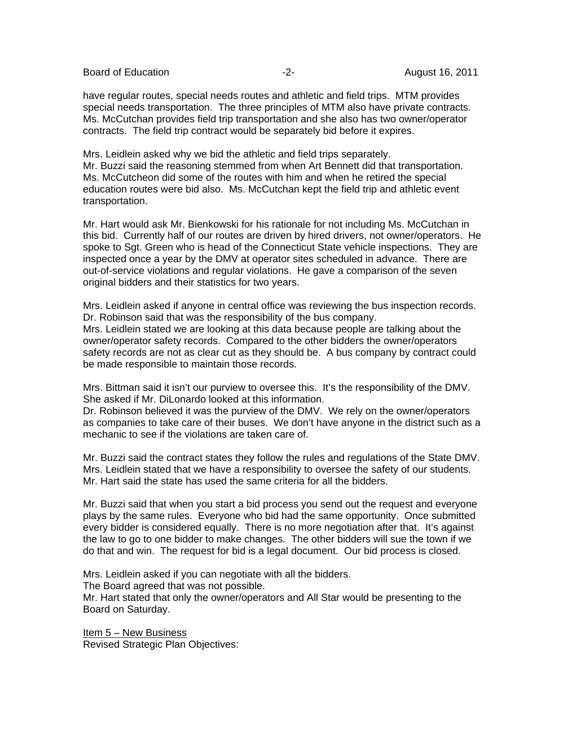have regular routes, special needs routes and athletic and field trips. MTM provides special needs transportation. The three principles of MTM also have private contracts. Ms. McCutchan provides field trip transportation and she also has two owner/operator contracts. The field trip contract would be separately bid before it expires.

Mrs. Leidlein asked why we bid the athletic and field trips separately.
Mr. Buzzi said the reasoning stemmed from when Art Bennett did that transportation. Ms. McCutcheon did some of the routes with him and when he retired the special education routes were bid also. Ms. McCutchan kept the field trip and athletic event transportation.

Mr. Hart would ask Mr. Bienkowski for his rationale for not including Ms. McCutchan in this bid. Currently half of our routes are driven by hired drivers, not owner/operators. He spoke to Sgt. Green who is head of the Connecticut State vehicle inspections. They are inspected once a year by the DMV at operator sites scheduled in advance. There are out-of-service violations and regular violations. He gave a comparison of the seven original bidders and their statistics for two years.

Mrs. Leidlein asked if anyone in central office was reviewing the bus inspection records.
Dr. Robinson said that was the responsibility of the bus company.
Mrs. Leidlein stated we are looking at this data because people are talking about the owner/operator safety records. Compared to the other bidders the owner/operators safety records are not as clear cut as they should be. A bus company by contract could be made responsible to maintain those records.

Mrs. Bittman said it isn't our purview to oversee this. It's the responsibility of the DMV. She asked if Mr. DiLonardo looked at this information.
Dr. Robinson believed it was the purview of the DMV. We rely on the owner/operators as companies to take care of their buses. We don't have anyone in the district such as a mechanic to see if the violations are taken care of.

Mr. Buzzi said the contract states they follow the rules and regulations of the State DMV.
Mrs. Leidlein stated that we have a responsibility to oversee the safety of our students.
Mr. Hart said the state has used the same criteria for all the bidders.

Mr. Buzzi said that when you start a bid process you send out the request and everyone plays by the same rules. Everyone who bid had the same opportunity. Once submitted every bidder is considered equally. There is no more negotiation after that. It's against the law to go to one bidder to make changes. The other bidders will sue the town if we do that and win. The request for bid is a legal document. Our bid process is closed.

Mrs. Leidlein asked if you can negotiate with all the bidders.
The Board agreed that was not possible.
Mr. Hart stated that only the owner/operators and All Star would be presenting to the Board on Saturday.

<u>Item 5 – New Business</u>
Revised Strategic Plan Objectives: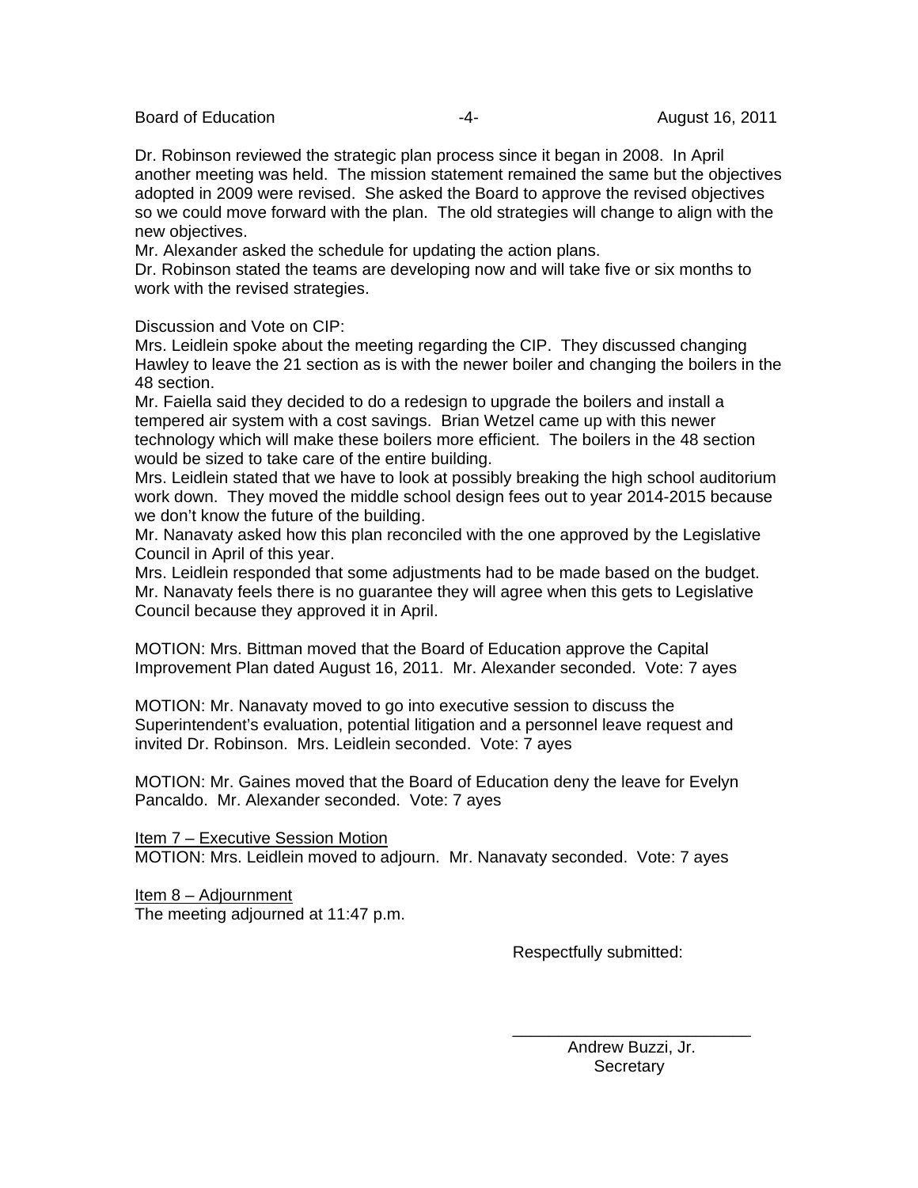Dr. Robinson reviewed the strategic plan process since it began in 2008. In April another meeting was held. The mission statement remained the same but the objectives adopted in 2009 were revised. She asked the Board to approve the revised objectives so we could move forward with the plan. The old strategies will change to align with the new objectives.

Mr. Alexander asked the schedule for updating the action plans.

Dr. Robinson stated the teams are developing now and will take five or six months to work with the revised strategies.

Discussion and Vote on CIP:

Mrs. Leidlein spoke about the meeting regarding the CIP. They discussed changing Hawley to leave the 21 section as is with the newer boiler and changing the boilers in the 48 section.

Mr. Faiella said they decided to do a redesign to upgrade the boilers and install a tempered air system with a cost savings. Brian Wetzel came up with this newer technology which will make these boilers more efficient. The boilers in the 48 section would be sized to take care of the entire building.

Mrs. Leidlein stated that we have to look at possibly breaking the high school auditorium work down. They moved the middle school design fees out to year 2014-2015 because we don't know the future of the building.

Mr. Nanavaty asked how this plan reconciled with the one approved by the Legislative Council in April of this year.

Mrs. Leidlein responded that some adjustments had to be made based on the budget.

Mr. Nanavaty feels there is no guarantee they will agree when this gets to Legislative Council because they approved it in April.

MOTION: Mrs. Bittman moved that the Board of Education approve the Capital Improvement Plan dated August 16, 2011. Mr. Alexander seconded. Vote: 7 ayes

MOTION: Mr. Nanavaty moved to go into executive session to discuss the Superintendent's evaluation, potential litigation and a personnel leave request and invited Dr. Robinson. Mrs. Leidlein seconded. Vote: 7 ayes

MOTION: Mr. Gaines moved that the Board of Education deny the leave for Evelyn Pancaldo. Mr. Alexander seconded. Vote: 7 ayes

<u>Item 7 – Executive Session Motion</u>

MOTION: Mrs. Leidlein moved to adjourn. Mr. Nanavaty seconded. Vote: 7 ayes

<u>Item 8 – Adjournment</u>

The meeting adjourned at 11:47 p.m.

Respectfully submitted:

\_\_\_\_\_\_\_\_\_\_\_\_\_\_\_\_\_\_\_\_\_\_\_\_\_\_\_\_

Andrew Buzzi, Jr.
Secretary